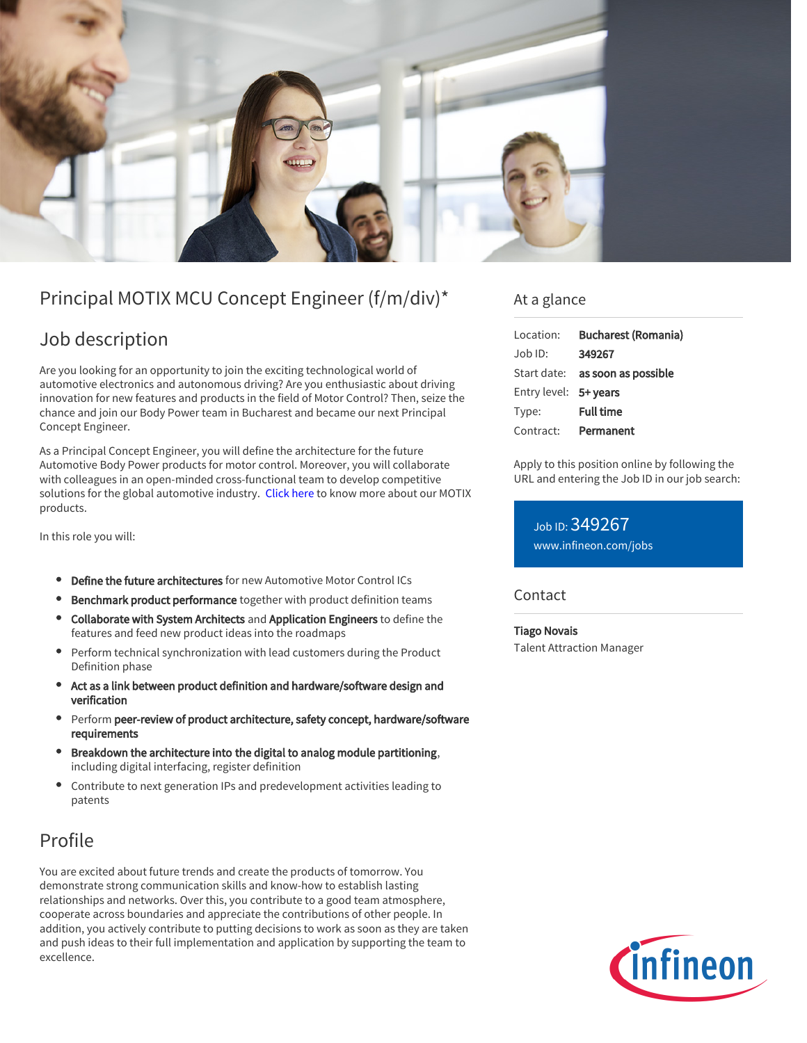# Principal MOTIX MCU Concept Engineer (f/m/div)*

## Job description

Are you looking for an opportunity to join the exciting technological world of automotive electronics and autonomous driving? Are you enthusiastic about driving innovation for new features and products in the field of Motor Control? Then, seize the chance and join our Body Power team in Bucharest and became our next Principal Concept Engineer.

As a Principal Concept Engineer, you will define the architecture for the future Automotive Body Power products for motor control. Moreover, you will collaborate with colleagues in an open-minded cross-functional team to develop competitive solutions for the global automotive industry. Click here to know more about our MOTIX products.

In this role you will:

- **Define the future architectures** for new Automotive Motor Control ICs
- **Benchmark product performance** together with product definition teams
- **Collaborate with System Architects** and **Application Engineers** to define the features and feed new product ideas into the roadmaps
- Perform technical synchronization with lead customers during the Product Definition phase
- **Act as a link between product definition and hardware/software design and verification**
- Perform **peer-review of product architecture, safety concept, hardware/software requirements**
- **Breakdown the architecture into the digital to analog module partitioning**, including digital interfacing, register definition
- Contribute to next generation IPs and predevelopment activities leading to patents

## Profile

You are excited about future trends and create the products of tomorrow. You demonstrate strong communication skills and know-how to establish lasting relationships and networks. Over this, you contribute to a good team atmosphere, cooperate across boundaries and appreciate the contributions of other people. In addition, you actively contribute to putting decisions to work as soon as they are taken and push ideas to their full implementation and application by supporting the team to excellence.

## At a glance

| | |
|---|---|
| Location: | **Bucharest (Romania)** |
| Job ID: | **349267** |
| Start date: | **as soon as possible** |
| Entry level: | **5+ years** |
| Type: | **Full time** |
| Contract: | **Permanent** |

Apply to this position online by following the URL and entering the Job ID in our job search:

Job ID: 349267
www.infineon.com/jobs

## Contact

**Tiago Novais**
Talent Attraction Manager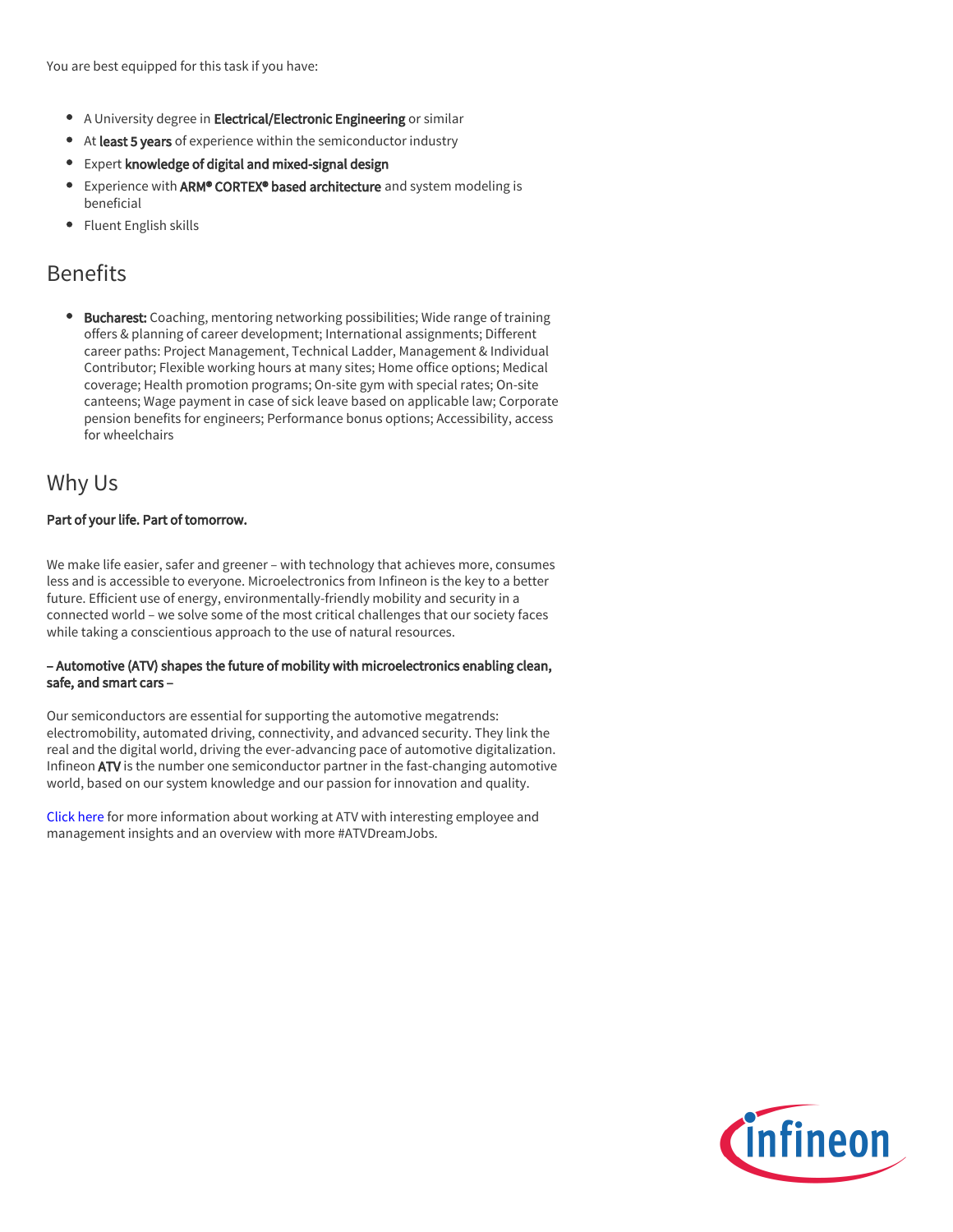You are best equipped for this task if you have:

- A University degree in **Electrical/Electronic Engineering** or similar
- At **least 5 years** of experience within the semiconductor industry
- Expert **knowledge of digital and mixed-signal design**
- Experience with **ARM® CORTEX® based architecture** and system modeling is beneficial
- Fluent English skills

## Benefits

- **Bucharest:** Coaching, mentoring networking possibilities; Wide range of training offers & planning of career development; International assignments; Different career paths: Project Management, Technical Ladder, Management & Individual Contributor; Flexible working hours at many sites; Home office options; Medical coverage; Health promotion programs; On-site gym with special rates; On-site canteens; Wage payment in case of sick leave based on applicable law; Corporate pension benefits for engineers; Performance bonus options; Accessibility, access for wheelchairs

## Why Us

**Part of your life. Part of tomorrow.**

We make life easier, safer and greener – with technology that achieves more, consumes less and is accessible to everyone. Microelectronics from Infineon is the key to a better future. Efficient use of energy, environmentally-friendly mobility and security in a connected world – we solve some of the most critical challenges that our society faces while taking a conscientious approach to the use of natural resources.

**– Automotive (ATV) shapes the future of mobility with microelectronics enabling clean, safe, and smart cars –**

Our semiconductors are essential for supporting the automotive megatrends: electromobility, automated driving, connectivity, and advanced security. They link the real and the digital world, driving the ever-advancing pace of automotive digitalization. Infineon **ATV** is the number one semiconductor partner in the fast-changing automotive world, based on our system knowledge and our passion for innovation and quality.

Click here for more information about working at ATV with interesting employee and management insights and an overview with more #ATVDreamJobs.